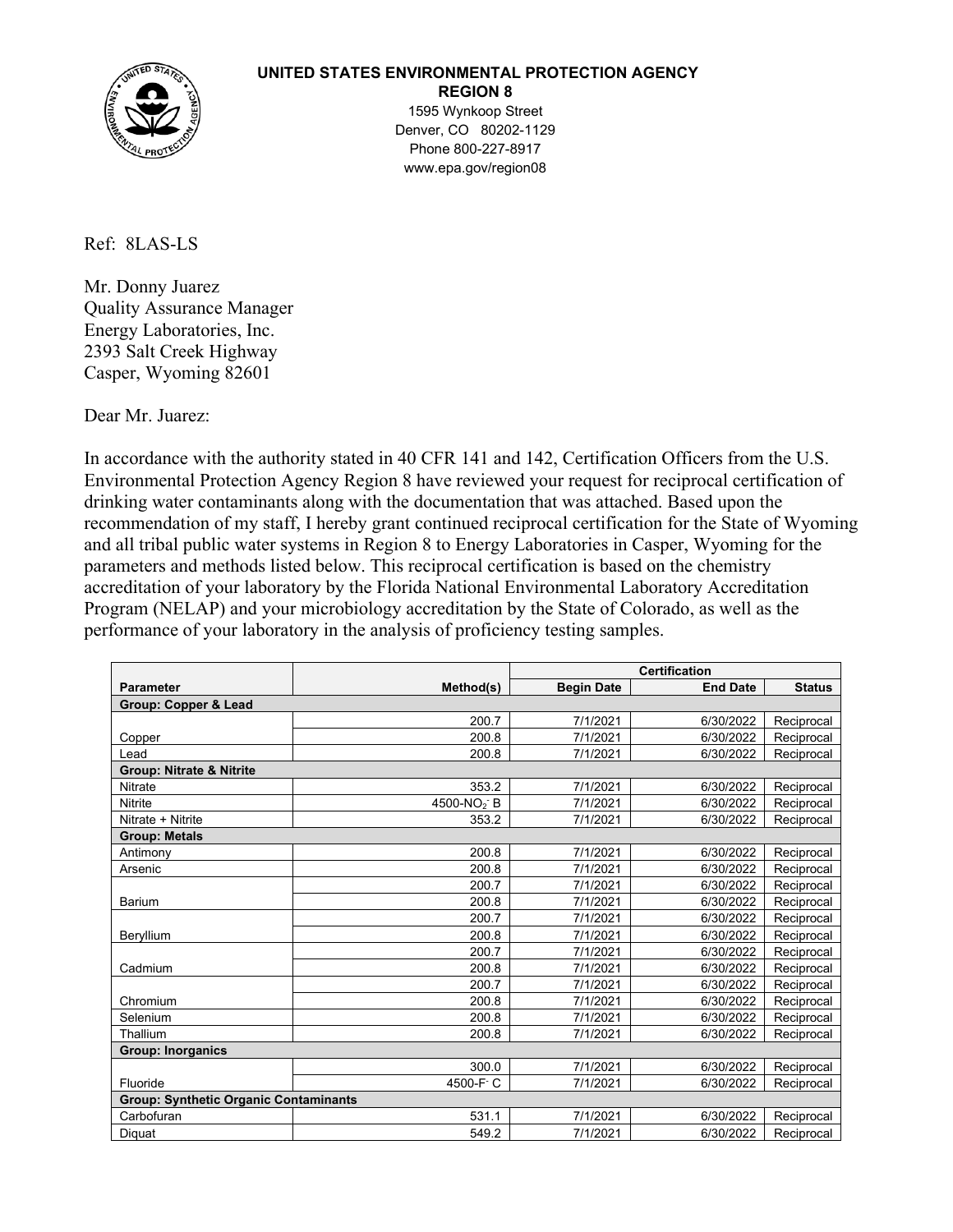**UNITED STATES ENVIRONMENTAL PROTECTION AGENCY**
**REGION 8**
1595 Wynkoop Street
Denver, CO 80202-1129
Phone 800-227-8917
www.epa.gov/region08

Ref: 8LAS-LS

Mr. Donny Juarez
Quality Assurance Manager
Energy Laboratories, Inc.
2393 Salt Creek Highway
Casper, Wyoming 82601

Dear Mr. Juarez:

In accordance with the authority stated in 40 CFR 141 and 142, Certification Officers from the U.S. Environmental Protection Agency Region 8 have reviewed your request for reciprocal certification of drinking water contaminants along with the documentation that was attached. Based upon the recommendation of my staff, I hereby grant continued reciprocal certification for the State of Wyoming and all tribal public water systems in Region 8 to Energy Laboratories in Casper, Wyoming for the parameters and methods listed below. This reciprocal certification is based on the chemistry accreditation of your laboratory by the Florida National Environmental Laboratory Accreditation Program (NELAP) and your microbiology accreditation by the State of Colorado, as well as the performance of your laboratory in the analysis of proficiency testing samples.

| | | Certification | | |
|---|---|---|---|---|
| **Parameter** | **Method(s)** | **Begin Date** | **End Date** | **Status** |
| **Group: Copper & Lead** | | | | |
| Copper | 200.7 | 7/1/2021 | 6/30/2022 | Reciprocal |
| | 200.8 | 7/1/2021 | 6/30/2022 | Reciprocal |
| Lead | 200.8 | 7/1/2021 | 6/30/2022 | Reciprocal |
| **Group: Nitrate & Nitrite** | | | | |
| Nitrate | 353.2 | 7/1/2021 | 6/30/2022 | Reciprocal |
| Nitrite | 4500-$NO_2^-$ B | 7/1/2021 | 6/30/2022 | Reciprocal |
| Nitrate + Nitrite | 353.2 | 7/1/2021 | 6/30/2022 | Reciprocal |
| **Group: Metals** | | | | |
| Antimony | 200.8 | 7/1/2021 | 6/30/2022 | Reciprocal |
| Arsenic | 200.8 | 7/1/2021 | 6/30/2022 | Reciprocal |
| Barium | 200.7 | 7/1/2021 | 6/30/2022 | Reciprocal |
| | 200.8 | 7/1/2021 | 6/30/2022 | Reciprocal |
| Beryllium | 200.7 | 7/1/2021 | 6/30/2022 | Reciprocal |
| | 200.8 | 7/1/2021 | 6/30/2022 | Reciprocal |
| Cadmium | 200.7 | 7/1/2021 | 6/30/2022 | Reciprocal |
| | 200.8 | 7/1/2021 | 6/30/2022 | Reciprocal |
| Chromium | 200.7 | 7/1/2021 | 6/30/2022 | Reciprocal |
| | 200.8 | 7/1/2021 | 6/30/2022 | Reciprocal |
| Selenium | 200.8 | 7/1/2021 | 6/30/2022 | Reciprocal |
| Thallium | 200.8 | 7/1/2021 | 6/30/2022 | Reciprocal |
| **Group: Inorganics** | | | | |
| Fluoride | 300.0 | 7/1/2021 | 6/30/2022 | Reciprocal |
| | 4500-$F^-$ C | 7/1/2021 | 6/30/2022 | Reciprocal |
| **Group: Synthetic Organic Contaminants** | | | | |
| Carbofuran | 531.1 | 7/1/2021 | 6/30/2022 | Reciprocal |
| Diquat | 549.2 | 7/1/2021 | 6/30/2022 | Reciprocal |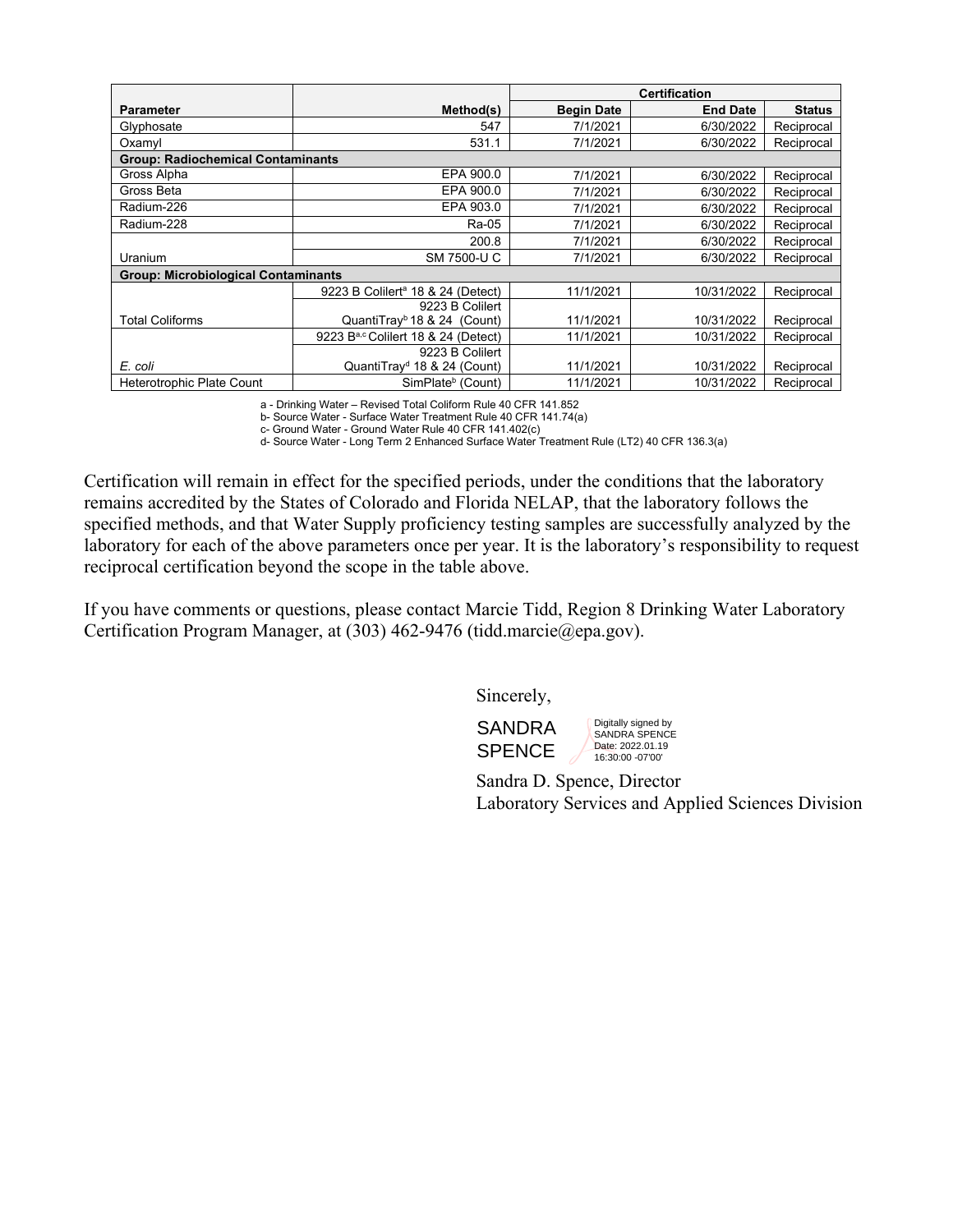| Parameter | Method(s) | Certification | | |
|---|---|---|---|---|
| | | Begin Date | End Date | Status |
| Glyphosate | 547 | 7/1/2021 | 6/30/2022 | Reciprocal |
| Oxamyl | 531.1 | 7/1/2021 | 6/30/2022 | Reciprocal |
| **Group: Radiochemical Contaminants** | | | | |
| Gross Alpha | EPA 900.0 | 7/1/2021 | 6/30/2022 | Reciprocal |
| Gross Beta | EPA 900.0 | 7/1/2021 | 6/30/2022 | Reciprocal |
| Radium-226 | EPA 903.0 | 7/1/2021 | 6/30/2022 | Reciprocal |
| Radium-228 | Ra-05 | 7/1/2021 | 6/30/2022 | Reciprocal |
| Uranium | 200.8 | 7/1/2021 | 6/30/2022 | Reciprocal |
| | SM 7500-U C | 7/1/2021 | 6/30/2022 | Reciprocal |
| **Group: Microbiological Contaminants** | | | | |
| Total Coliforms | 9223 B Colilert[a] 18 & 24 (Detect) | 11/1/2021 | 10/31/2022 | Reciprocal |
| | 9223 B Colilert QuantiTray[b] 18 & 24 (Count) | 11/1/2021 | 10/31/2022 | Reciprocal |
| *E. coli* | 9223 B[a,c] Colilert 18 & 24 (Detect) | 11/1/2021 | 10/31/2022 | Reciprocal |
| | 9223 B Colilert QuantiTray[d] 18 & 24 (Count) | 11/1/2021 | 10/31/2022 | Reciprocal |
| Heterotrophic Plate Count | SimPlate[b] (Count) | 11/1/2021 | 10/31/2022 | Reciprocal |

a - Drinking Water – Revised Total Coliform Rule 40 CFR 141.852
b- Source Water - Surface Water Treatment Rule 40 CFR 141.74(a)
c- Ground Water - Ground Water Rule 40 CFR 141.402(c)
d- Source Water - Long Term 2 Enhanced Surface Water Treatment Rule (LT2) 40 CFR 136.3(a)

Certification will remain in effect for the specified periods, under the conditions that the laboratory remains accredited by the States of Colorado and Florida NELAP, that the laboratory follows the specified methods, and that Water Supply proficiency testing samples are successfully analyzed by the laboratory for each of the above parameters once per year. It is the laboratory's responsibility to request reciprocal certification beyond the scope in the table above.

If you have comments or questions, please contact Marcie Tidd, Region 8 Drinking Water Laboratory Certification Program Manager, at (303) 462-9476 (tidd.marcie@epa.gov).

Sincerely,

SANDRA SPENCE

Digitally signed by SANDRA SPENCE
Date: 2022.01.19 16:30:00 -07'00'

Sandra D. Spence, Director
Laboratory Services and Applied Sciences Division